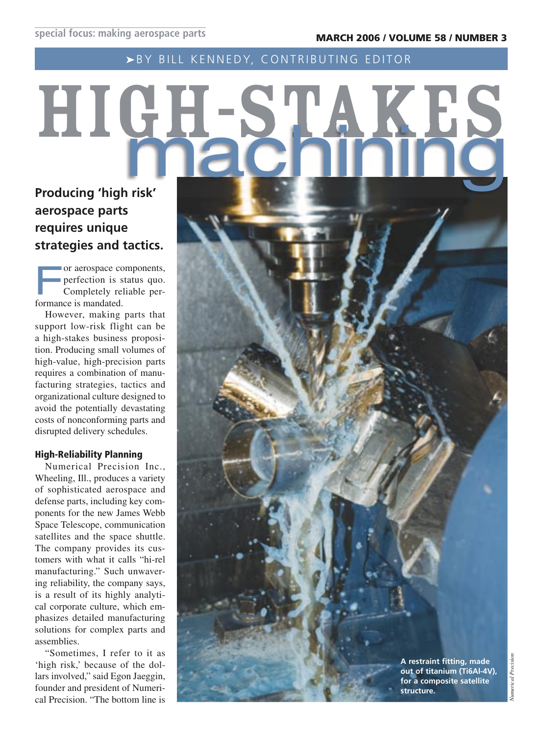special focus: making aerospace parts

➤BY BILL KENNEDY, CONTRIBUTING EDITOR

# HIGH-STAKES machining

## Producing 'high risk' aerospace parts requires unique strategies and tactics.

For aerospace components, perfection is status quo. Completely reliable performance is mandated.

However, making parts that support low-risk flight can be a high-stakes business proposition. Producing small volumes of high-value, high-precision parts requires a combination of manufacturing strategies, tactics and organizational culture designed to avoid the potentially devastating costs of nonconforming parts and disrupted delivery schedules.

### High-Reliability Planning

Numerical Precision Inc., Wheeling, Ill., produces a variety of sophisticated aerospace and defense parts, including key components for the new James Webb Space Telescope, communication satellites and the space shuttle. The company provides its customers with what it calls "hi-rel manufacturing." Such unwavering reliability, the company says, is a result of its highly analytical corporate culture, which emphasizes detailed manufacturing solutions for complex parts and assemblies.

"Sometimes, I refer to it as 'high risk,' because of the dollars involved," said Egon Jaeggin, founder and president of Numerical Precision. "The bottom line is

**A restraint fitting, made out of titanium (Ti6Al-4V), for a composite satellite structure.**

*Numerical Precision*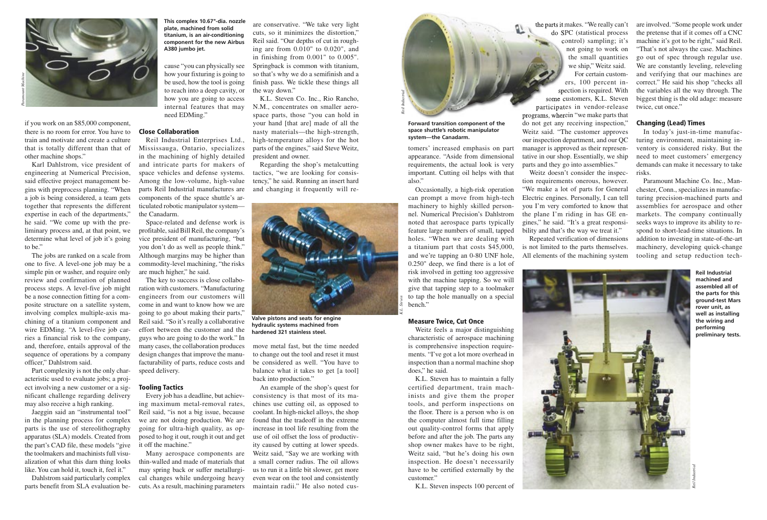This complex 10.67"-dia. nozzle plate, machined from solid titanium, is an air-conditioning component for the new Airbus A380 jumbo jet.

if you work on an $85,000 component, there is no room for error. You have to train and motivate and create a culture that is totally different than that of other machine shops."

Karl Dahlstrom, vice president of engineering at Numerical Precision, said effective project management begins with preprocess planning. "When a job is being considered, a team gets together that represents the different expertise in each of the departments," he said. "We come up with the preliminary process and, at that point, we determine what level of job it's going to be."

The jobs are ranked on a scale from one to five. A level-one job may be a simple pin or washer, and require only review and confirmation of planned process steps. A level-five job might be a nose connection fitting for a composite structure on a satellite system, involving complex multiple-axis machining of a titanium component and wire EDMing. "A level-five job carries a financial risk to the company, and, therefore, entails approval of the sequence of operations by a company officer," Dahlstrom said.

Part complexity is not the only characteristic used to evaluate jobs; a project involving a new customer or a significant challenge regarding delivery may also receive a high ranking.

Jaeggin said an "instrumental tool" in the planning process for complex parts is the use of stereolithography apparatus (SLA) models. Created from the part's CAD file, these models "give the toolmakers and machinists full visualization of what this darn thing looks like. You can hold it, touch it, feel it."

Dahlstrom said particularly complex parts benefit from SLA evaluation because "you can physically see how your fixturing is going to be used, how the tool is going to reach into a deep cavity, or how you are going to access internal features that may need EDMing."

## Close Collaboration

Reil Industrial Enterprises Ltd., Mississauga, Ontario, specializes in the machining of highly detailed and intricate parts for makers of space vehicles and defense systems. Among the low-volume, high-value parts Reil Industrial manufactures are components of the space shuttle's articulated robotic manipulator system—the Canadarm.

Space-related and defense work is profitable, said Bill Reil, the company's vice president of manufacturing, "but you don't do as well as people think." Although margins may be higher than commodity-level machining, "the risks are much higher," he said.

The key to success is close collaboration with customers. "Manufacturing engineers from our customers will come in and want to know how we are going to go about making their parts," Reil said. "So it's really a collaborative effort between the customer and the guys who are going to do the work." In many cases, the collaboration produces design changes that improve the manufacturability of parts, reduce costs and speed delivery.

## Tooling Tactics

Every job has a deadline, but achieving maximum metal-removal rates, Reil said, "is not a big issue, because we are not doing production. We are going for ultra-high quality, as opposed to hog it out, rough it out and get it off the machine."

Many aerospace components are thin-walled and made of materials that may spring back or suffer metallurgical changes while undergoing heavy cuts. As a result, machining parameters are conservative. "We take very light cuts, so it minimizes the distortion," Reil said. "Our depths of cut in roughing are from 0.010" to 0.020", and in finishing from 0.001" to 0.005". Springback is common with titanium, so that's why we do a semifinish and a finish pass. We tickle these things all the way down."

K.L. Steven Co. Inc., Rio Rancho, N.M., concentrates on smaller aerospace parts, those "you can hold in your hand [that are] made of all the nasty materials—the high-strength, high-temperature alloys for the hot parts of the engines," said Steve Weitz, president and owner.

Regarding the shop's metalcutting tactics, "we are looking for consistency," he said. Running an insert hard and changing it frequently will remove metal fast, but the time needed to change out the tool and reset it must be considered as well. "You have to balance what it takes to get [a tool] back into production."

Valve pistons and seats for engine hydraulic systems machined from hardened 321 stainless steel.

An example of the shop's quest for consistency is that most of its machines use cutting oil, as opposed to coolant. In high-nickel alloys, the shop found that the tradeoff in the extreme increase in tool life resulting from the use of oil offset the loss of productivity caused by cutting at lower speeds. Weitz said, "Say we are working with a small corner radius. The oil allows us to run it a little bit slower, get more even wear on the tool and consistently maintain radii." He also noted customers' increased emphasis on part appearance. "Aside from dimensional requirements, the actual look is very important. Cutting oil helps with that also."

Forward transition component of the space shuttle's robotic manipulator system—the Canadarm.

Occasionally, a high-risk operation can prompt a move from high-tech machinery to highly skilled personnel. Numerical Precision's Dahlstrom noted that aerospace parts typically feature large numbers of small, tapped holes. "When we are dealing with a titanium part that costs $45,000, and we're tapping an 0-80 UNF hole, 0.250" deep, we find there is a lot of risk involved in getting too aggressive with the machine tapping. So we will give that tapping step to a toolmaker to tap the hole manually on a special bench."

## Measure Twice, Cut Once

Weitz feels a major distinguishing characteristic of aerospace machining is comprehensive inspection requirements. "I've got a lot more overhead in inspection than a normal machine shop does," he said.

K.L. Steven has to maintain a fully certified department, train machinists and give them the proper tools, and perform inspections on the floor. There is a person who is on the computer almost full time filling out quality-control forms that apply before and after the job. The parts any shop owner makes have to be right, Weitz said, "but he's doing his own inspection. He doesn't necessarily have to be certified externally by the customer."

K.L. Steven inspects 100 percent of the parts it makes. "We really can't do SPC (statistical process control) sampling; it's not going to work on the small quantities we ship," Weitz said.

For certain customers, 100 percent inspection is required. With some customers, K.L. Steven participates in vendor-release programs, wherein "we make parts that do not get any receiving inspection," Weitz said. "The customer approves our inspection department, and our QC manager is approved as their representative in our shop. Essentially, we ship parts and they go into assemblies."

Weitz doesn't consider the inspection requirements onerous, however. "We make a lot of parts for General Electric engines. Personally, I can tell you I'm very comforted to know that the plane I'm riding in has GE engines," he said. "It's a great responsibility and that's the way we treat it."

Repeated verification of dimensions is not limited to the parts themselves. All elements of the machining system are involved. "Some people work under the pretense that if it comes off a CNC machine it's got to be right," said Reil. "That's not always the case. Machines go out of spec through regular use. We are constantly leveling, releveling and verifying that our machines are correct." He said his shop "checks all the variables all the way through. The biggest thing is the old adage: measure twice, cut once."

## Changing (Lead) Times

In today's just-in-time manufacturing environment, maintaining inventory is considered risky. But the need to meet customers' emergency demands can make it necessary to take risks.

Paramount Machine Co. Inc., Manchester, Conn., specializes in manufacturing precision-machined parts and assemblies for aerospace and other markets. The company continually seeks ways to improve its ability to respond to short-lead-time situations. In addition to investing in state-of-the-art machinery, developing quick-change tooling and setup reduction tech-

Reil Industrial machined and assembled all of the parts for this ground-test Mars rover unit, as well as installing the wiring and performing preliminary tests.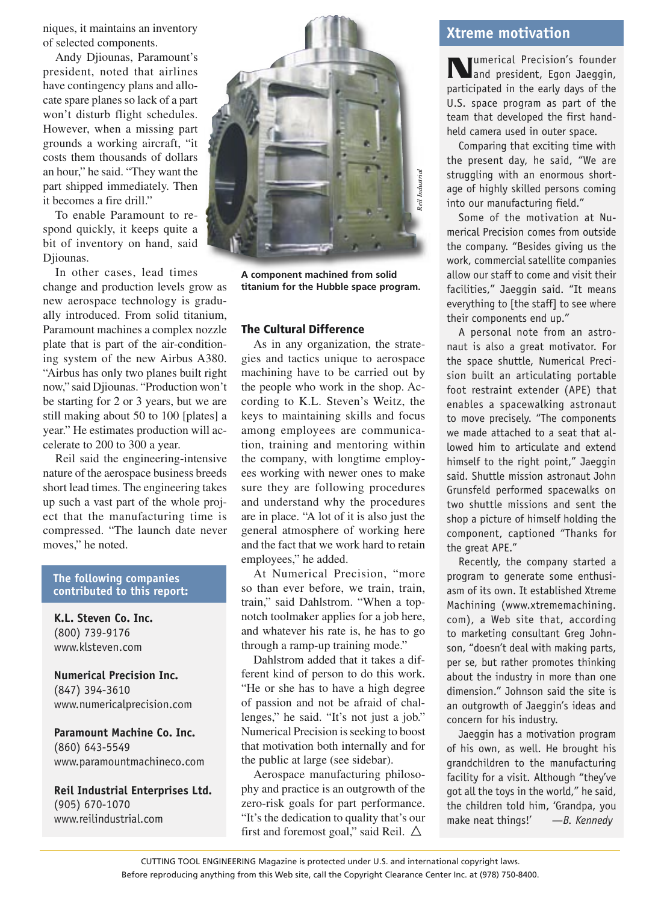niques, it maintains an inventory of selected components.

Andy Djiounas, Paramount's president, noted that airlines have contingency plans and allocate spare planes so lack of a part won't disturb flight schedules. However, when a missing part grounds a working aircraft, "it costs them thousands of dollars an hour," he said. "They want the part shipped immediately. Then it becomes a fire drill."

To enable Paramount to respond quickly, it keeps quite a bit of inventory on hand, said Djiounas.

In other cases, lead times change and production levels grow as new aerospace technology is gradually introduced. From solid titanium, Paramount machines a complex nozzle plate that is part of the air-conditioning system of the new Airbus A380. "Airbus has only two planes built right now," said Djiounas. "Production won't be starting for 2 or 3 years, but we are still making about 50 to 100 [plates] a year." He estimates production will accelerate to 200 to 300 a year.

Reil said the engineering-intensive nature of the aerospace business breeds short lead times. The engineering takes up such a vast part of the whole project that the manufacturing time is compressed. "The launch date never moves," he noted.

Reil Industrial

A component machined from solid titanium for the Hubble space program.

### The Cultural Difference

As in any organization, the strategies and tactics unique to aerospace machining have to be carried out by the people who work in the shop. According to K.L. Steven's Weitz, the keys to maintaining skills and focus among employees are communication, training and mentoring within the company, with longtime employees working with newer ones to make sure they are following procedures and understand why the procedures are in place. "A lot of it is also just the general atmosphere of working here and the fact that we work hard to retain employees," he added.

At Numerical Precision, "more so than ever before, we train, train, train," said Dahlstrom. "When a top-notch toolmaker applies for a job here, and whatever his rate is, he has to go through a ramp-up training mode."

Dahlstrom added that it takes a different kind of person to do this work. "He or she has to have a high degree of passion and not be afraid of challenges," he said. "It's not just a job." Numerical Precision is seeking to boost that motivation both internally and for the public at large (see sidebar).

Aerospace manufacturing philosophy and practice is an outgrowth of the zero-risk goals for part performance. "It's the dedication to quality that's our first and foremost goal," said Reil. △

### The following companies contributed to this report:

**K.L. Steven Co. Inc.**
(800) 739-9176
www.klsteven.com

**Numerical Precision Inc.**
(847) 394-3610
www.numericalprecision.com

**Paramount Machine Co. Inc.**
(860) 643-5549
www.paramountmachineco.com

**Reil Industrial Enterprises Ltd.**
(905) 670-1070
www.reilindustrial.com

## Xtreme motivation

Numerical Precision's founder and president, Egon Jaeggin, participated in the early days of the U.S. space program as part of the team that developed the first handheld camera used in outer space.

Comparing that exciting time with the present day, he said, "We are struggling with an enormous shortage of highly skilled persons coming into our manufacturing field."

Some of the motivation at Numerical Precision comes from outside the company. "Besides giving us the work, commercial satellite companies allow our staff to come and visit their facilities," Jaeggin said. "It means everything to [the staff] to see where their components end up."

A personal note from an astronaut is also a great motivator. For the space shuttle, Numerical Precision built an articulating portable foot restraint extender (APE) that enables a spacewalking astronaut to move precisely. "The components we made attached to a seat that allowed him to articulate and extend himself to the right point," Jaeggin said. Shuttle mission astronaut John Grunsfeld performed spacewalks on two shuttle missions and sent the shop a picture of himself holding the component, captioned "Thanks for the great APE."

Recently, the company started a program to generate some enthusiasm of its own. It established Xtreme Machining (www.xtrememachining.com), a Web site that, according to marketing consultant Greg Johnson, "doesn't deal with making parts, per se, but rather promotes thinking about the industry in more than one dimension." Johnson said the site is an outgrowth of Jaeggin's ideas and concern for his industry.

Jaeggin has a motivation program of his own, as well. He brought his grandchildren to the manufacturing facility for a visit. Although "they've got all the toys in the world," he said, the children told him, 'Grandpa, you make neat things!' *—B. Kennedy*

CUTTING TOOL ENGINEERING Magazine is protected under U.S. and international copyright laws.
Before reproducing anything from this Web site, call the Copyright Clearance Center Inc. at (978) 750-8400.